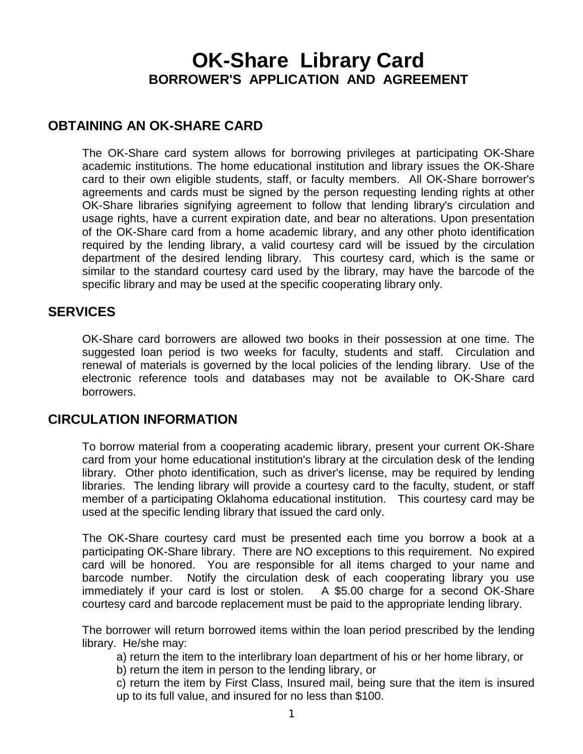# OK-Share Library Card

## BORROWER'S APPLICATION AND AGREEMENT

## OBTAINING AN OK-SHARE CARD

The OK-Share card system allows for borrowing privileges at participating OK-Share academic institutions. The home educational institution and library issues the OK-Share card to their own eligible students, staff, or faculty members. All OK-Share borrower's agreements and cards must be signed by the person requesting lending rights at other OK-Share libraries signifying agreement to follow that lending library's circulation and usage rights, have a current expiration date, and bear no alterations. Upon presentation of the OK-Share card from a home academic library, and any other photo identification required by the lending library, a valid courtesy card will be issued by the circulation department of the desired lending library. This courtesy card, which is the same or similar to the standard courtesy card used by the library, may have the barcode of the specific library and may be used at the specific cooperating library only.

## SERVICES

OK-Share card borrowers are allowed two books in their possession at one time. The suggested loan period is two weeks for faculty, students and staff. Circulation and renewal of materials is governed by the local policies of the lending library. Use of the electronic reference tools and databases may not be available to OK-Share card borrowers.

## CIRCULATION INFORMATION

To borrow material from a cooperating academic library, present your current OK-Share card from your home educational institution's library at the circulation desk of the lending library. Other photo identification, such as driver's license, may be required by lending libraries. The lending library will provide a courtesy card to the faculty, student, or staff member of a participating Oklahoma educational institution. This courtesy card may be used at the specific lending library that issued the card only.

The OK-Share courtesy card must be presented each time you borrow a book at a participating OK-Share library. There are NO exceptions to this requirement. No expired card will be honored. You are responsible for all items charged to your name and barcode number. Notify the circulation desk of each cooperating library you use immediately if your card is lost or stolen. A $5.00 charge for a second OK-Share courtesy card and barcode replacement must be paid to the appropriate lending library.

The borrower will return borrowed items within the loan period prescribed by the lending library. He/she may:

a) return the item to the interlibrary loan department of his or her home library, or
b) return the item in person to the lending library, or
c) return the item by First Class, Insured mail, being sure that the item is insured up to its full value, and insured for no less than $100.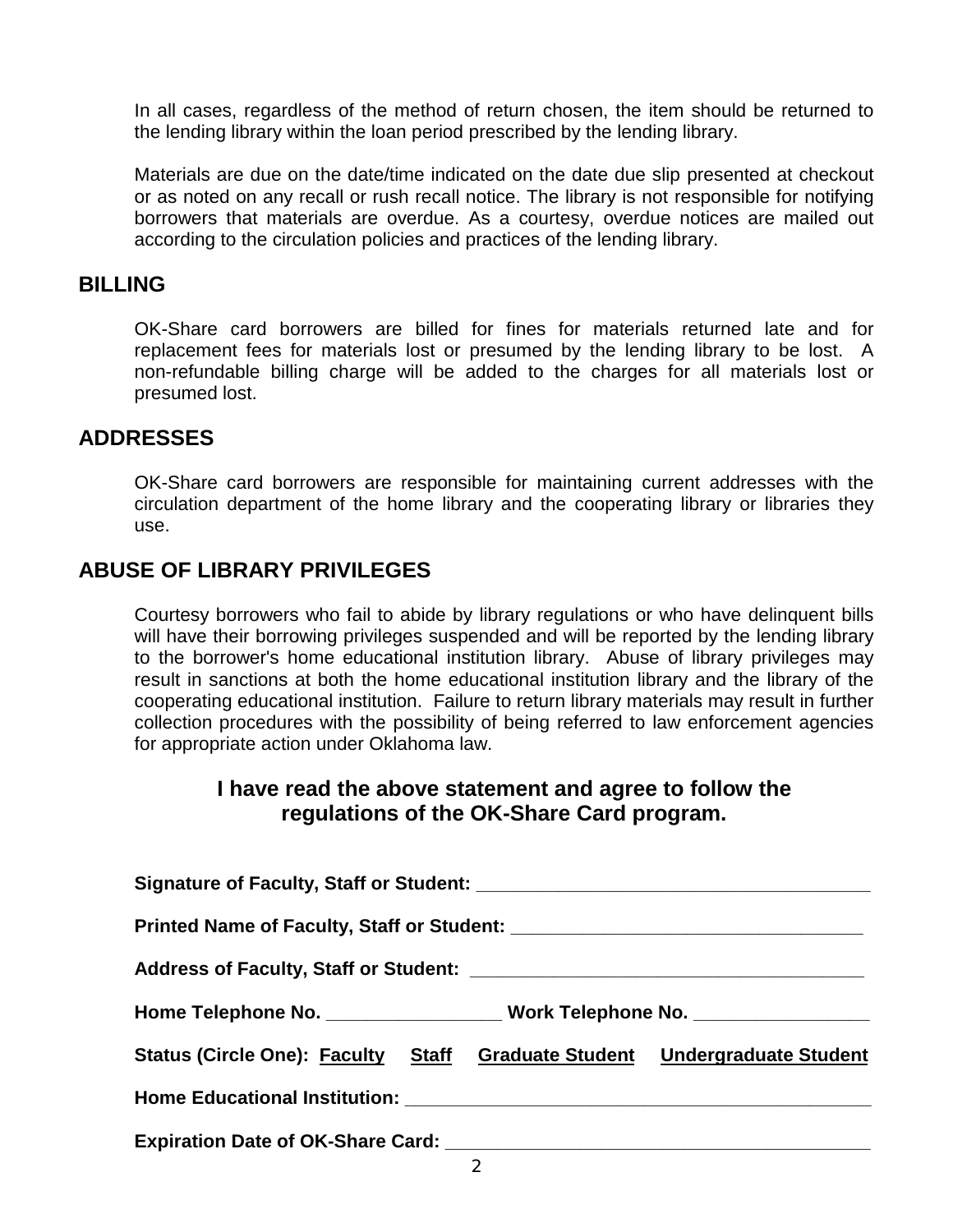In all cases, regardless of the method of return chosen, the item should be returned to the lending library within the loan period prescribed by the lending library.

Materials are due on the date/time indicated on the date due slip presented at checkout or as noted on any recall or rush recall notice. The library is not responsible for notifying borrowers that materials are overdue. As a courtesy, overdue notices are mailed out according to the circulation policies and practices of the lending library.

## BILLING

OK-Share card borrowers are billed for fines for materials returned late and for replacement fees for materials lost or presumed by the lending library to be lost. A non-refundable billing charge will be added to the charges for all materials lost or presumed lost.

## ADDRESSES

OK-Share card borrowers are responsible for maintaining current addresses with the circulation department of the home library and the cooperating library or libraries they use.

## ABUSE OF LIBRARY PRIVILEGES

Courtesy borrowers who fail to abide by library regulations or who have delinquent bills will have their borrowing privileges suspended and will be reported by the lending library to the borrower's home educational institution library. Abuse of library privileges may result in sanctions at both the home educational institution library and the library of the cooperating educational institution. Failure to return library materials may result in further collection procedures with the possibility of being referred to law enforcement agencies for appropriate action under Oklahoma law.

**I have read the above statement and agree to follow the regulations of the OK-Share Card program.**

**Signature of Faculty, Staff or Student:** _______________________________________

**Printed Name of Faculty, Staff or Student:** ___________________________________

**Address of Faculty, Staff or Student:** _______________________________________

**Home Telephone No.** _________________ **Work Telephone No.** _________________

**Status (Circle One):** **Faculty** **Staff** **Graduate Student** **Undergraduate Student**

**Home Educational Institution:** _______________________________________________

**Expiration Date of OK-Share Card:** __________________________________________